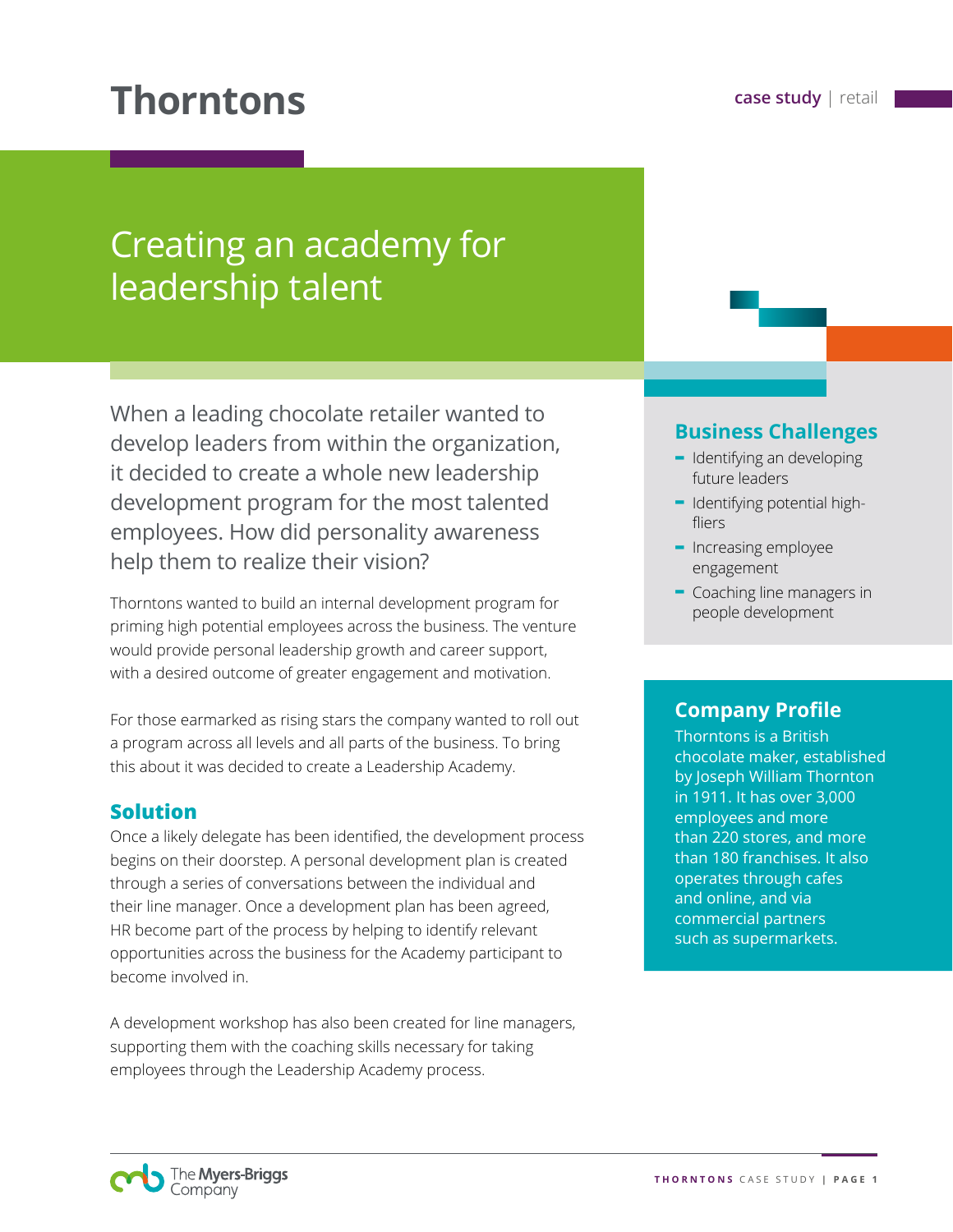# Thorntons

case study | retail

## Creating an academy for leadership talent

When a leading chocolate retailer wanted to develop leaders from within the organization, it decided to create a whole new leadership development program for the most talented employees. How did personality awareness help them to realize their vision?

Thorntons wanted to build an internal development program for priming high potential employees across the business. The venture would provide personal leadership growth and career support, with a desired outcome of greater engagement and motivation.

For those earmarked as rising stars the company wanted to roll out a program across all levels and all parts of the business. To bring this about it was decided to create a Leadership Academy.

### Solution

Once a likely delegate has been identified, the development process begins on their doorstep. A personal development plan is created through a series of conversations between the individual and their line manager. Once a development plan has been agreed, HR become part of the process by helping to identify relevant opportunities across the business for the Academy participant to become involved in.

A development workshop has also been created for line managers, supporting them with the coaching skills necessary for taking employees through the Leadership Academy process.

### Business Challenges

- Identifying an developing future leaders
- Identifying potential high-fliers
- Increasing employee engagement
- Coaching line managers in people development

### Company Profile

Thorntons is a British chocolate maker, established by Joseph William Thornton in 1911. It has over 3,000 employees and more than 220 stores, and more than 180 franchises. It also operates through cafes and online, and via commercial partners such as supermarkets.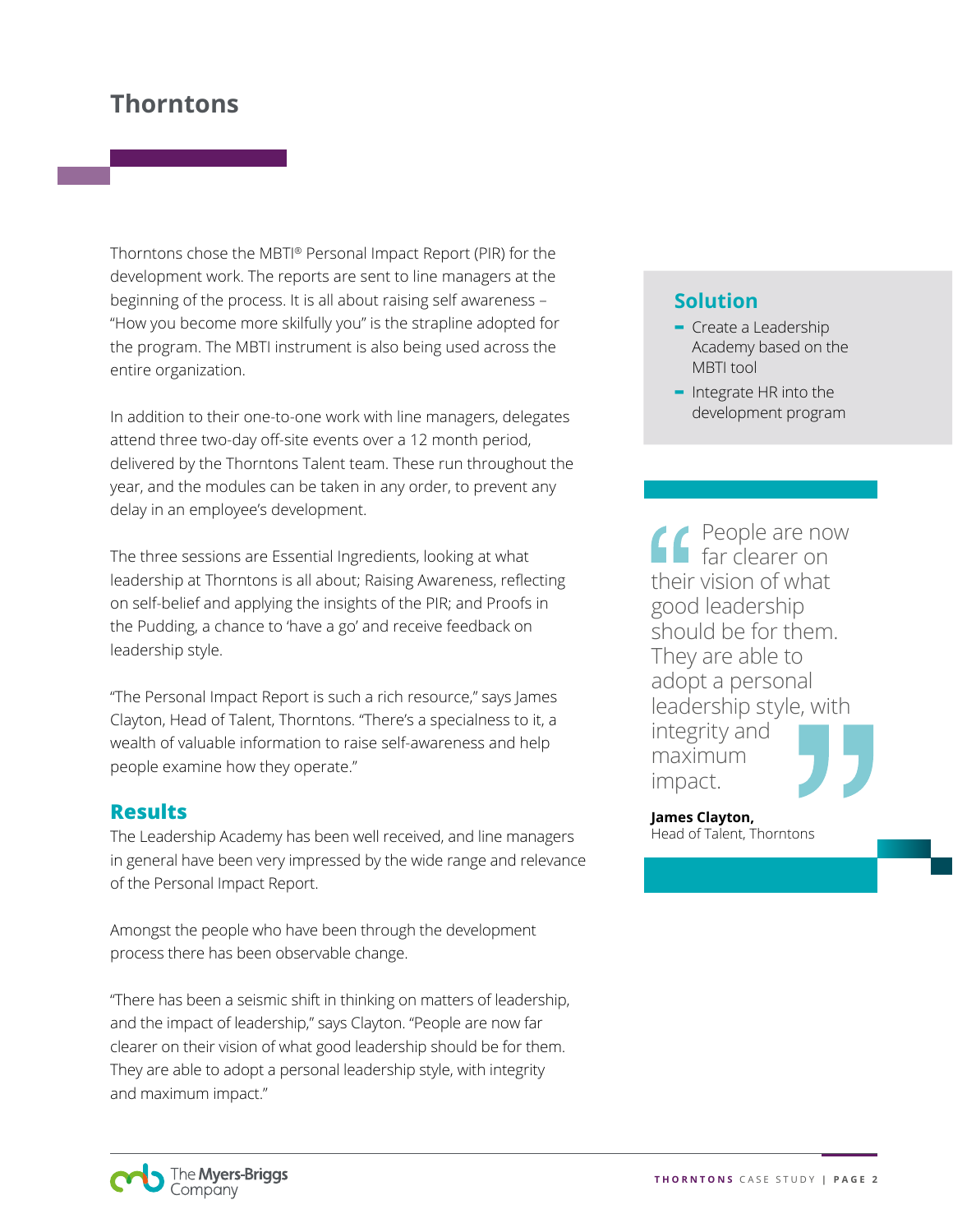## Thorntons

Thorntons chose the MBTI® Personal Impact Report (PIR) for the development work. The reports are sent to line managers at the beginning of the process. It is all about raising self awareness – "How you become more skilfully you" is the strapline adopted for the program. The MBTI instrument is also being used across the entire organization.

In addition to their one-to-one work with line managers, delegates attend three two-day off-site events over a 12 month period, delivered by the Thorntons Talent team. These run throughout the year, and the modules can be taken in any order, to prevent any delay in an employee's development.

The three sessions are Essential Ingredients, looking at what leadership at Thorntons is all about; Raising Awareness, reflecting on self-belief and applying the insights of the PIR; and Proofs in the Pudding, a chance to 'have a go' and receive feedback on leadership style.

"The Personal Impact Report is such a rich resource," says James Clayton, Head of Talent, Thorntons. "There's a specialness to it, a wealth of valuable information to raise self-awareness and help people examine how they operate."

### Results

The Leadership Academy has been well received, and line managers in general have been very impressed by the wide range and relevance of the Personal Impact Report.

Amongst the people who have been through the development process there has been observable change.

"There has been a seismic shift in thinking on matters of leadership, and the impact of leadership," says Clayton. "People are now far clearer on their vision of what good leadership should be for them. They are able to adopt a personal leadership style, with integrity and maximum impact."

### Solution

- Create a Leadership Academy based on the MBTI tool
- Integrate HR into the development program

> "People are now far clearer on their vision of what good leadership should be for them. They are able to adopt a personal leadership style, with integrity and maximum impact."
>
> **James Clayton,**
> Head of Talent, Thorntons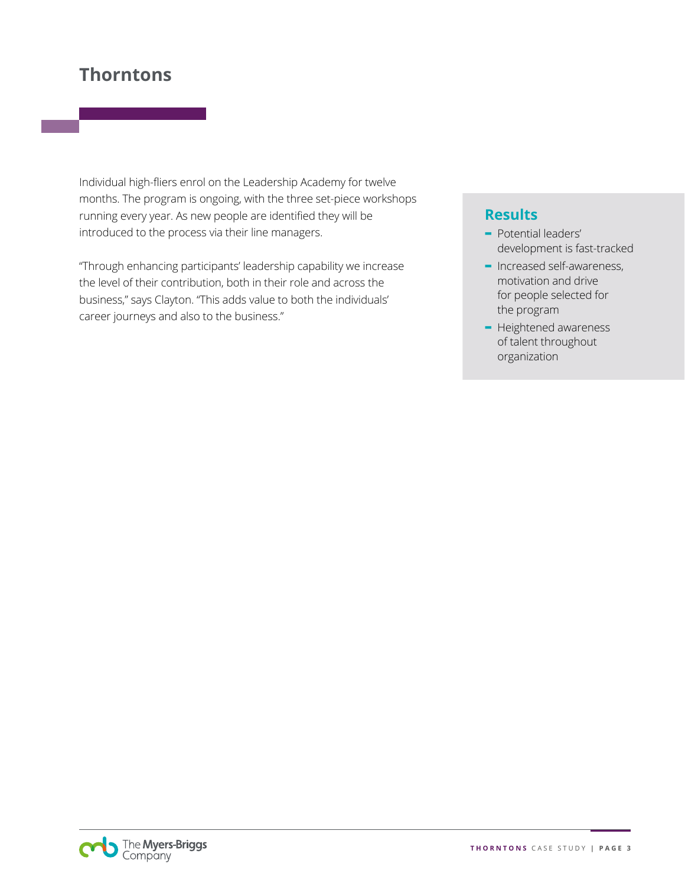# Thorntons

Individual high-fliers enrol on the Leadership Academy for twelve months. The program is ongoing, with the three set-piece workshops running every year. As new people are identified they will be introduced to the process via their line managers.

"Through enhancing participants' leadership capability we increase the level of their contribution, both in their role and across the business," says Clayton. "This adds value to both the individuals' career journeys and also to the business."

## Results

- Potential leaders' development is fast-tracked
- Increased self-awareness, motivation and drive for people selected for the program
- Heightened awareness of talent throughout organization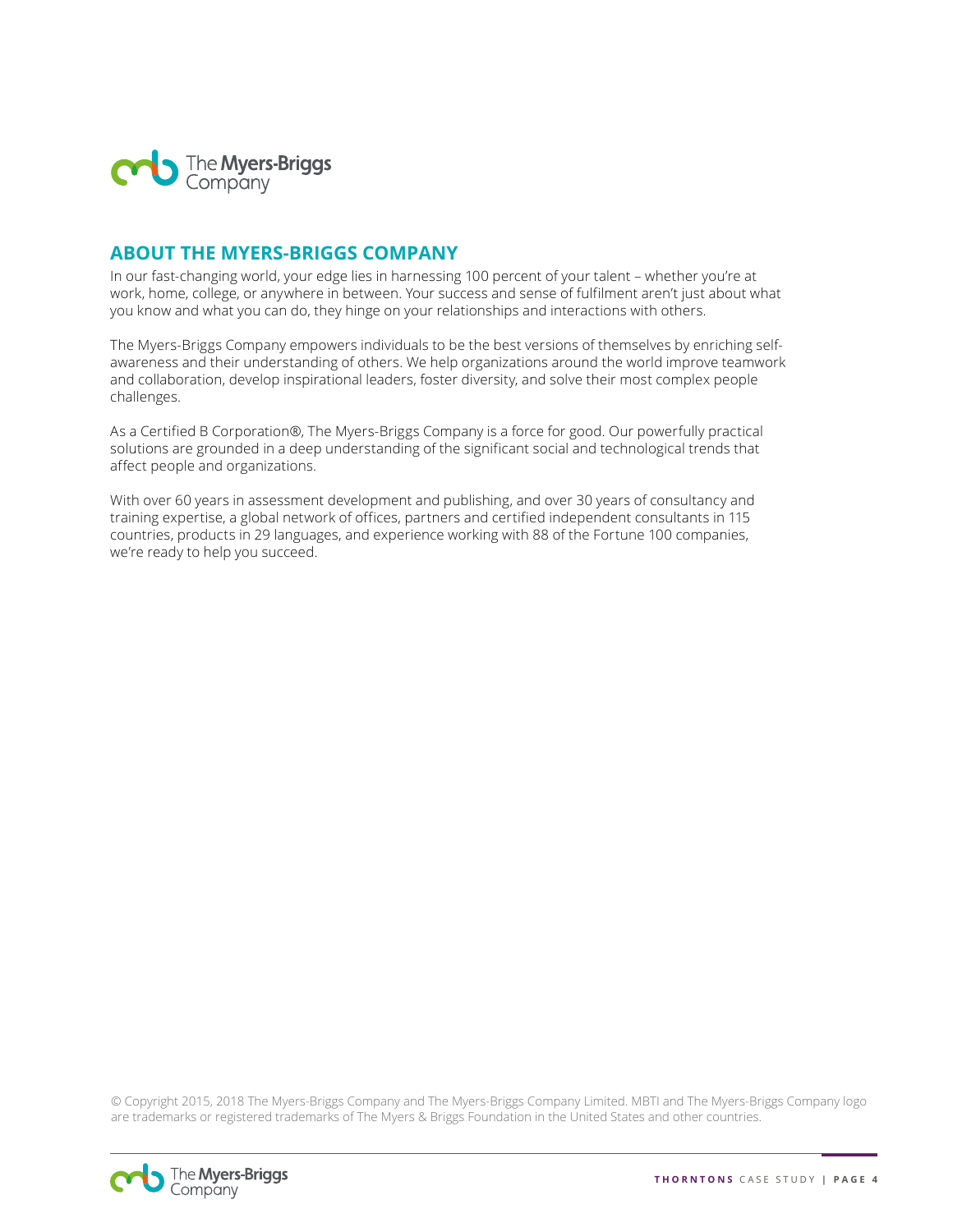## ABOUT THE MYERS-BRIGGS COMPANY

In our fast-changing world, your edge lies in harnessing 100 percent of your talent – whether you're at work, home, college, or anywhere in between. Your success and sense of fulfilment aren't just about what you know and what you can do, they hinge on your relationships and interactions with others.

The Myers-Briggs Company empowers individuals to be the best versions of themselves by enriching self-awareness and their understanding of others. We help organizations around the world improve teamwork and collaboration, develop inspirational leaders, foster diversity, and solve their most complex people challenges.

As a Certified B Corporation®, The Myers-Briggs Company is a force for good. Our powerfully practical solutions are grounded in a deep understanding of the significant social and technological trends that affect people and organizations.

With over 60 years in assessment development and publishing, and over 30 years of consultancy and training expertise, a global network of offices, partners and certified independent consultants in 115 countries, products in 29 languages, and experience working with 88 of the Fortune 100 companies, we're ready to help you succeed.

© Copyright 2015, 2018 The Myers-Briggs Company and The Myers-Briggs Company Limited. MBTI and The Myers-Briggs Company logo are trademarks or registered trademarks of The Myers & Briggs Foundation in the United States and other countries.